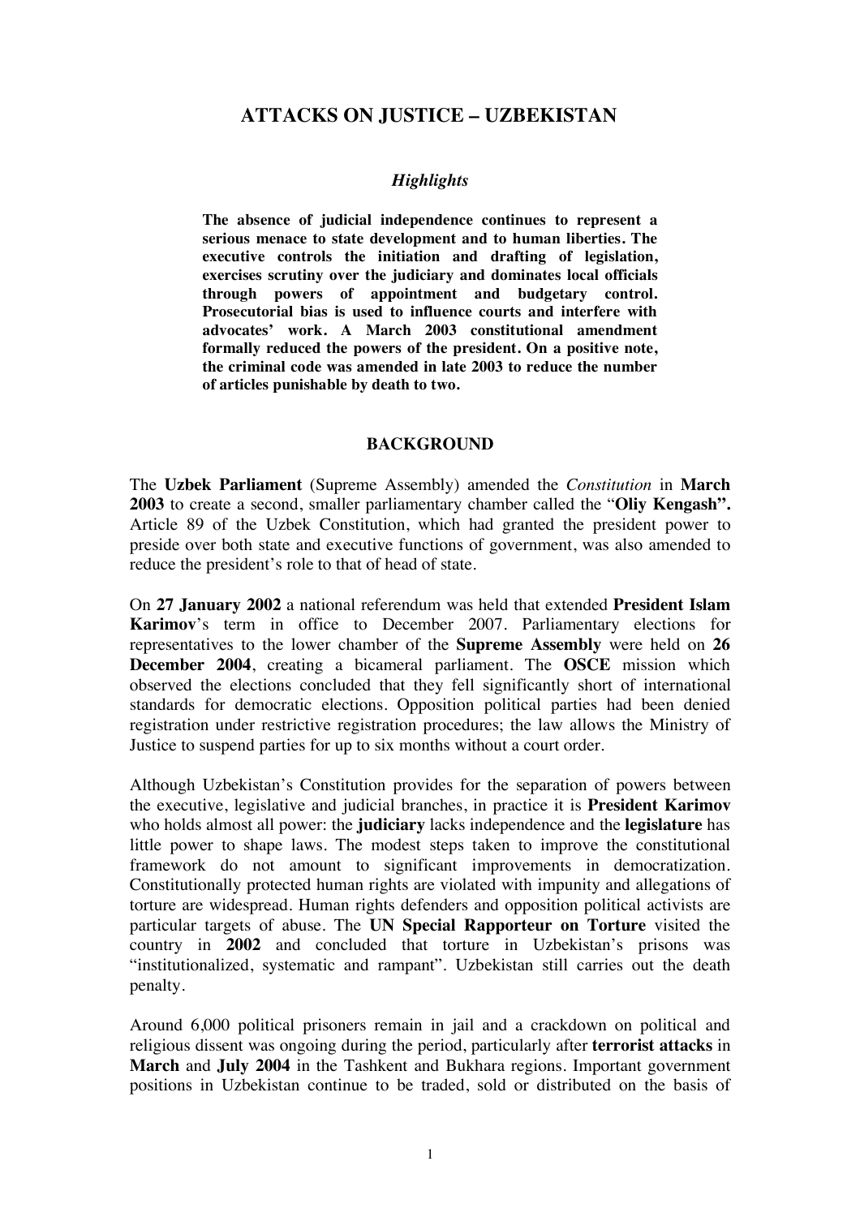# ATTACKS ON JUSTICE – UZBEKISTAN

### *Highlights*

**The absence of judicial independence continues to represent a serious menace to state development and to human liberties. The executive controls the initiation and drafting of legislation, exercises scrutiny over the judiciary and dominates local officials through powers of appointment and budgetary control. Prosecutorial bias is used to influence courts and interfere with advocates' work. A March 2003 constitutional amendment formally reduced the powers of the president. On a positive note, the criminal code was amended in late 2003 to reduce the number of articles punishable by death to two.**

## BACKGROUND

The **Uzbek Parliament** (Supreme Assembly) amended the *Constitution* in **March 2003** to create a second, smaller parliamentary chamber called the "**Oliy Kengash".** Article 89 of the Uzbek Constitution, which had granted the president power to preside over both state and executive functions of government, was also amended to reduce the president's role to that of head of state.

On **27 January 2002** a national referendum was held that extended **President Islam Karimov**'s term in office to December 2007. Parliamentary elections for representatives to the lower chamber of the **Supreme Assembly** were held on **26 December 2004**, creating a bicameral parliament. The **OSCE** mission which observed the elections concluded that they fell significantly short of international standards for democratic elections. Opposition political parties had been denied registration under restrictive registration procedures; the law allows the Ministry of Justice to suspend parties for up to six months without a court order.

Although Uzbekistan's Constitution provides for the separation of powers between the executive, legislative and judicial branches, in practice it is **President Karimov** who holds almost all power: the **judiciary** lacks independence and the **legislature** has little power to shape laws. The modest steps taken to improve the constitutional framework do not amount to significant improvements in democratization. Constitutionally protected human rights are violated with impunity and allegations of torture are widespread. Human rights defenders and opposition political activists are particular targets of abuse. The **UN Special Rapporteur on Torture** visited the country in **2002** and concluded that torture in Uzbekistan's prisons was "institutionalized, systematic and rampant". Uzbekistan still carries out the death penalty.

Around 6,000 political prisoners remain in jail and a crackdown on political and religious dissent was ongoing during the period, particularly after **terrorist attacks** in **March** and **July 2004** in the Tashkent and Bukhara regions. Important government positions in Uzbekistan continue to be traded, sold or distributed on the basis of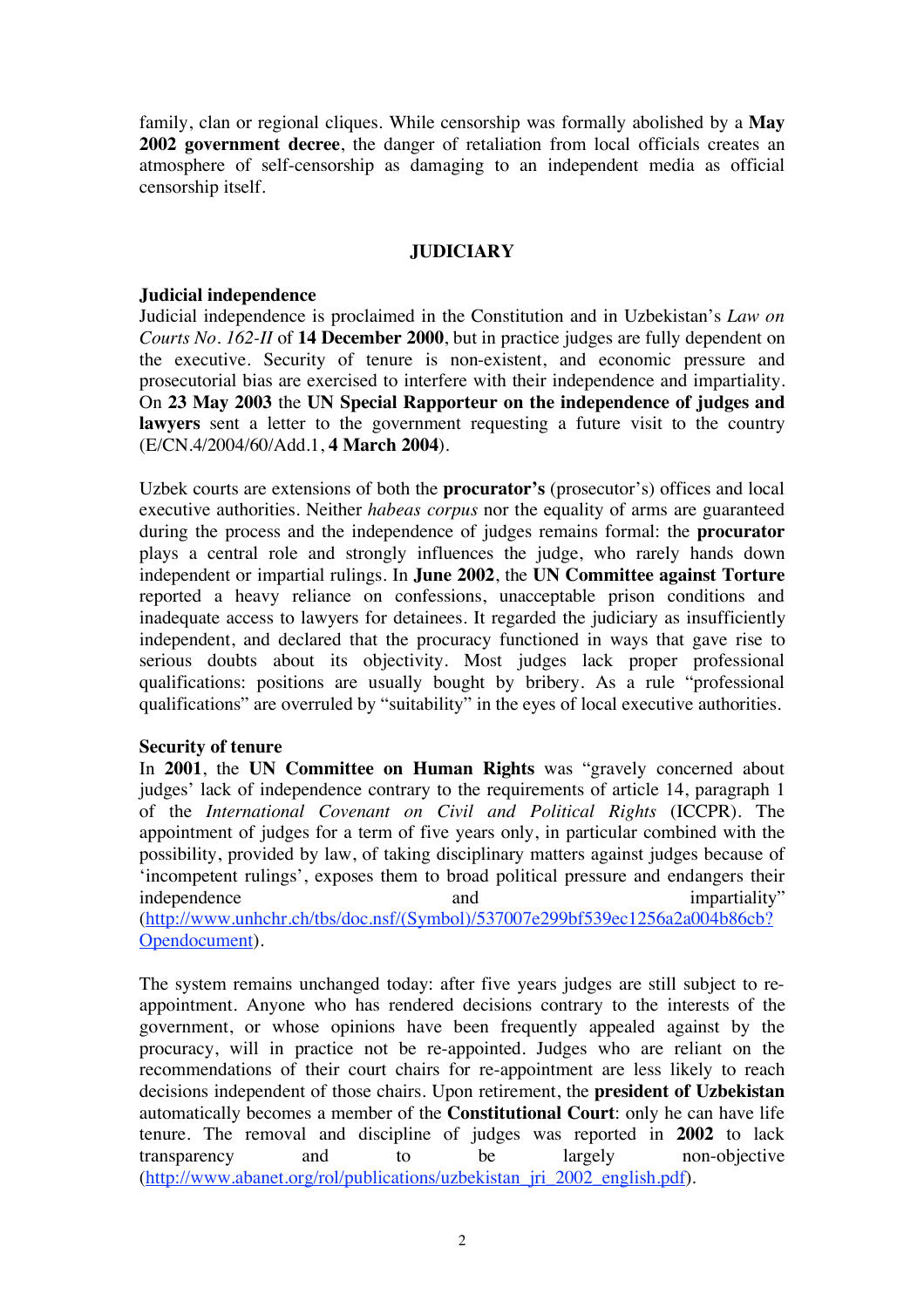family, clan or regional cliques. While censorship was formally abolished by a **May 2002 government decree**, the danger of retaliation from local officials creates an atmosphere of self-censorship as damaging to an independent media as official censorship itself.

## JUDICIARY

### Judicial independence

Judicial independence is proclaimed in the Constitution and in Uzbekistan's *Law on Courts No. 162-II* of **14 December 2000**, but in practice judges are fully dependent on the executive. Security of tenure is non-existent, and economic pressure and prosecutorial bias are exercised to interfere with their independence and impartiality. On **23 May 2003** the **UN Special Rapporteur on the independence of judges and lawyers** sent a letter to the government requesting a future visit to the country (E/CN.4/2004/60/Add.1, **4 March 2004**).

Uzbek courts are extensions of both the **procurator's** (prosecutor's) offices and local executive authorities. Neither *habeas corpus* nor the equality of arms are guaranteed during the process and the independence of judges remains formal: the **procurator** plays a central role and strongly influences the judge, who rarely hands down independent or impartial rulings. In **June 2002**, the **UN Committee against Torture** reported a heavy reliance on confessions, unacceptable prison conditions and inadequate access to lawyers for detainees. It regarded the judiciary as insufficiently independent, and declared that the procuracy functioned in ways that gave rise to serious doubts about its objectivity. Most judges lack proper professional qualifications: positions are usually bought by bribery. As a rule "professional qualifications" are overruled by "suitability" in the eyes of local executive authorities.

### Security of tenure

In **2001**, the **UN Committee on Human Rights** was "gravely concerned about judges' lack of independence contrary to the requirements of article 14, paragraph 1 of the *International Covenant on Civil and Political Rights* (ICCPR). The appointment of judges for a term of five years only, in particular combined with the possibility, provided by law, of taking disciplinary matters against judges because of 'incompetent rulings', exposes them to broad political pressure and endangers their independence and impartiality" (http://www.unhchr.ch/tbs/doc.nsf/(Symbol)/537007e299bf539ec1256a2a004b86cb?Opendocument).

The system remains unchanged today: after five years judges are still subject to re-appointment. Anyone who has rendered decisions contrary to the interests of the government, or whose opinions have been frequently appealed against by the procuracy, will in practice not be re-appointed. Judges who are reliant on the recommendations of their court chairs for re-appointment are less likely to reach decisions independent of those chairs. Upon retirement, the **president of Uzbekistan** automatically becomes a member of the **Constitutional Court**: only he can have life tenure. The removal and discipline of judges was reported in **2002** to lack transparency and to be largely non-objective (http://www.abanet.org/rol/publications/uzbekistan_jri_2002_english.pdf).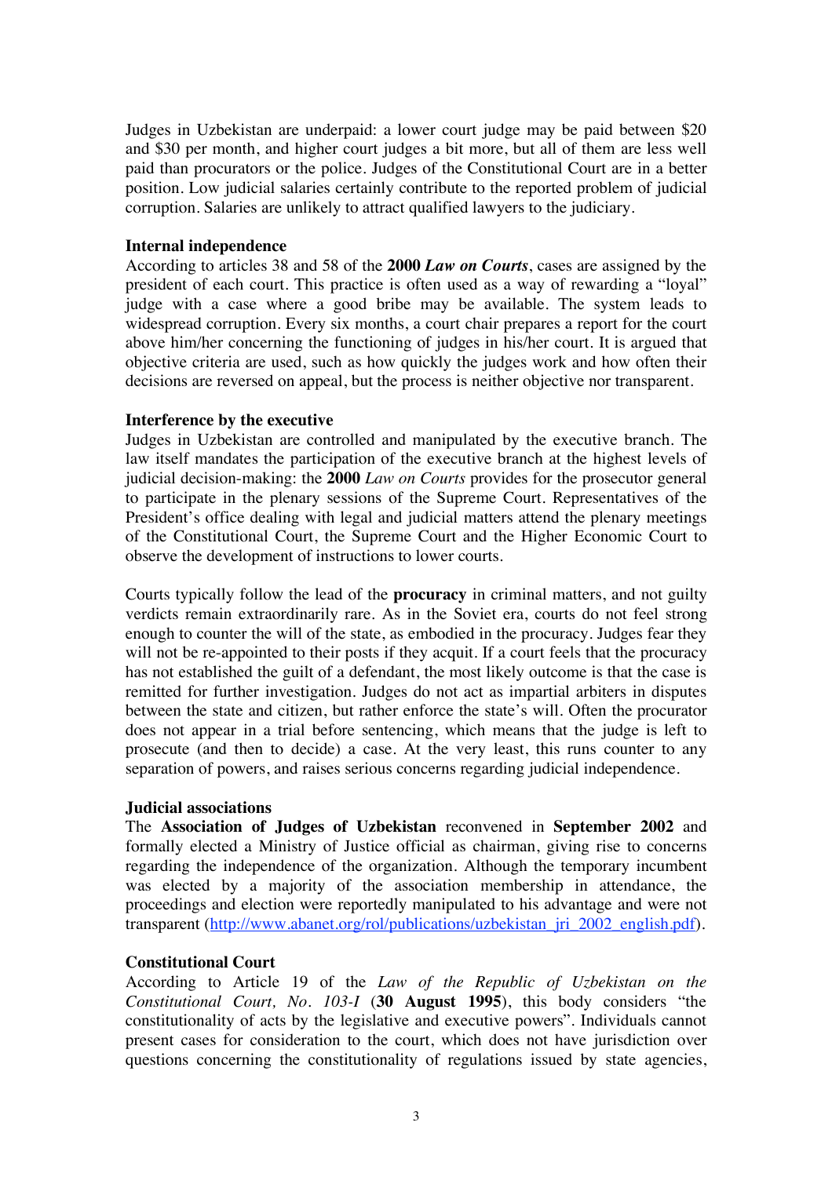Judges in Uzbekistan are underpaid: a lower court judge may be paid between $20 and $30 per month, and higher court judges a bit more, but all of them are less well paid than procurators or the police. Judges of the Constitutional Court are in a better position. Low judicial salaries certainly contribute to the reported problem of judicial corruption. Salaries are unlikely to attract qualified lawyers to the judiciary.

**Internal independence**

According to articles 38 and 58 of the **2000** ***Law on Courts***, cases are assigned by the president of each court. This practice is often used as a way of rewarding a "loyal" judge with a case where a good bribe may be available. The system leads to widespread corruption. Every six months, a court chair prepares a report for the court above him/her concerning the functioning of judges in his/her court. It is argued that objective criteria are used, such as how quickly the judges work and how often their decisions are reversed on appeal, but the process is neither objective nor transparent.

**Interference by the executive**

Judges in Uzbekistan are controlled and manipulated by the executive branch. The law itself mandates the participation of the executive branch at the highest levels of judicial decision-making: the **2000** *Law on Courts* provides for the prosecutor general to participate in the plenary sessions of the Supreme Court. Representatives of the President's office dealing with legal and judicial matters attend the plenary meetings of the Constitutional Court, the Supreme Court and the Higher Economic Court to observe the development of instructions to lower courts.

Courts typically follow the lead of the **procuracy** in criminal matters, and not guilty verdicts remain extraordinarily rare. As in the Soviet era, courts do not feel strong enough to counter the will of the state, as embodied in the procuracy. Judges fear they will not be re-appointed to their posts if they acquit. If a court feels that the procuracy has not established the guilt of a defendant, the most likely outcome is that the case is remitted for further investigation. Judges do not act as impartial arbiters in disputes between the state and citizen, but rather enforce the state's will. Often the procurator does not appear in a trial before sentencing, which means that the judge is left to prosecute (and then to decide) a case. At the very least, this runs counter to any separation of powers, and raises serious concerns regarding judicial independence.

**Judicial associations**

The **Association of Judges of Uzbekistan** reconvened in **September 2002** and formally elected a Ministry of Justice official as chairman, giving rise to concerns regarding the independence of the organization. Although the temporary incumbent was elected by a majority of the association membership in attendance, the proceedings and election were reportedly manipulated to his advantage and were not transparent (http://www.abanet.org/rol/publications/uzbekistan_jri_2002_english.pdf).

**Constitutional Court**

According to Article 19 of the *Law of the Republic of Uzbekistan on the Constitutional Court, No. 103-I* (**30 August 1995**), this body considers "the constitutionality of acts by the legislative and executive powers". Individuals cannot present cases for consideration to the court, which does not have jurisdiction over questions concerning the constitutionality of regulations issued by state agencies,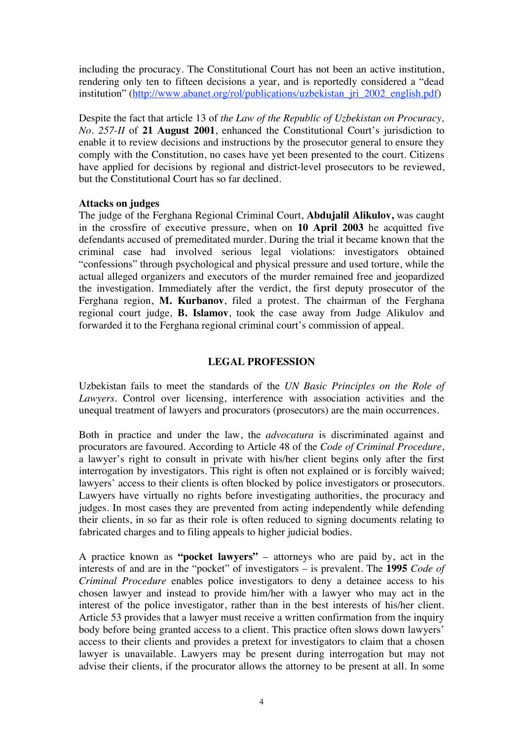including the procuracy. The Constitutional Court has not been an active institution, rendering only ten to fifteen decisions a year, and is reportedly considered a "dead institution" (http://www.abanet.org/rol/publications/uzbekistan_jri_2002_english.pdf)

Despite the fact that article 13 of *the Law of the Republic of Uzbekistan on Procuracy, No. 257-II* of **21 August 2001**, enhanced the Constitutional Court's jurisdiction to enable it to review decisions and instructions by the prosecutor general to ensure they comply with the Constitution, no cases have yet been presented to the court. Citizens have applied for decisions by regional and district-level prosecutors to be reviewed, but the Constitutional Court has so far declined.

**Attacks on judges**

The judge of the Ferghana Regional Criminal Court, **Abdujalil Alikulov,** was caught in the crossfire of executive pressure, when on **10 April 2003** he acquitted five defendants accused of premeditated murder. During the trial it became known that the criminal case had involved serious legal violations: investigators obtained "confessions" through psychological and physical pressure and used torture, while the actual alleged organizers and executors of the murder remained free and jeopardized the investigation. Immediately after the verdict, the first deputy prosecutor of the Ferghana region, **M. Kurbanov**, filed a protest. The chairman of the Ferghana regional court judge, **B. Islamov**, took the case away from Judge Alikulov and forwarded it to the Ferghana regional criminal court's commission of appeal.

## LEGAL PROFESSION

Uzbekistan fails to meet the standards of the *UN Basic Principles on the Role of Lawyers*. Control over licensing, interference with association activities and the unequal treatment of lawyers and procurators (prosecutors) are the main occurrences.

Both in practice and under the law, the *advocatura* is discriminated against and procurators are favoured. According to Article 48 of the *Code of Criminal Procedure*, a lawyer's right to consult in private with his/her client begins only after the first interrogation by investigators. This right is often not explained or is forcibly waived; lawyers' access to their clients is often blocked by police investigators or prosecutors. Lawyers have virtually no rights before investigating authorities, the procuracy and judges. In most cases they are prevented from acting independently while defending their clients, in so far as their role is often reduced to signing documents relating to fabricated charges and to filing appeals to higher judicial bodies.

A practice known as **"pocket lawyers"** – attorneys who are paid by, act in the interests of and are in the "pocket" of investigators – is prevalent. The **1995** *Code of Criminal Procedure* enables police investigators to deny a detainee access to his chosen lawyer and instead to provide him/her with a lawyer who may act in the interest of the police investigator, rather than in the best interests of his/her client. Article 53 provides that a lawyer must receive a written confirmation from the inquiry body before being granted access to a client. This practice often slows down lawyers' access to their clients and provides a pretext for investigators to claim that a chosen lawyer is unavailable. Lawyers may be present during interrogation but may not advise their clients, if the procurator allows the attorney to be present at all. In some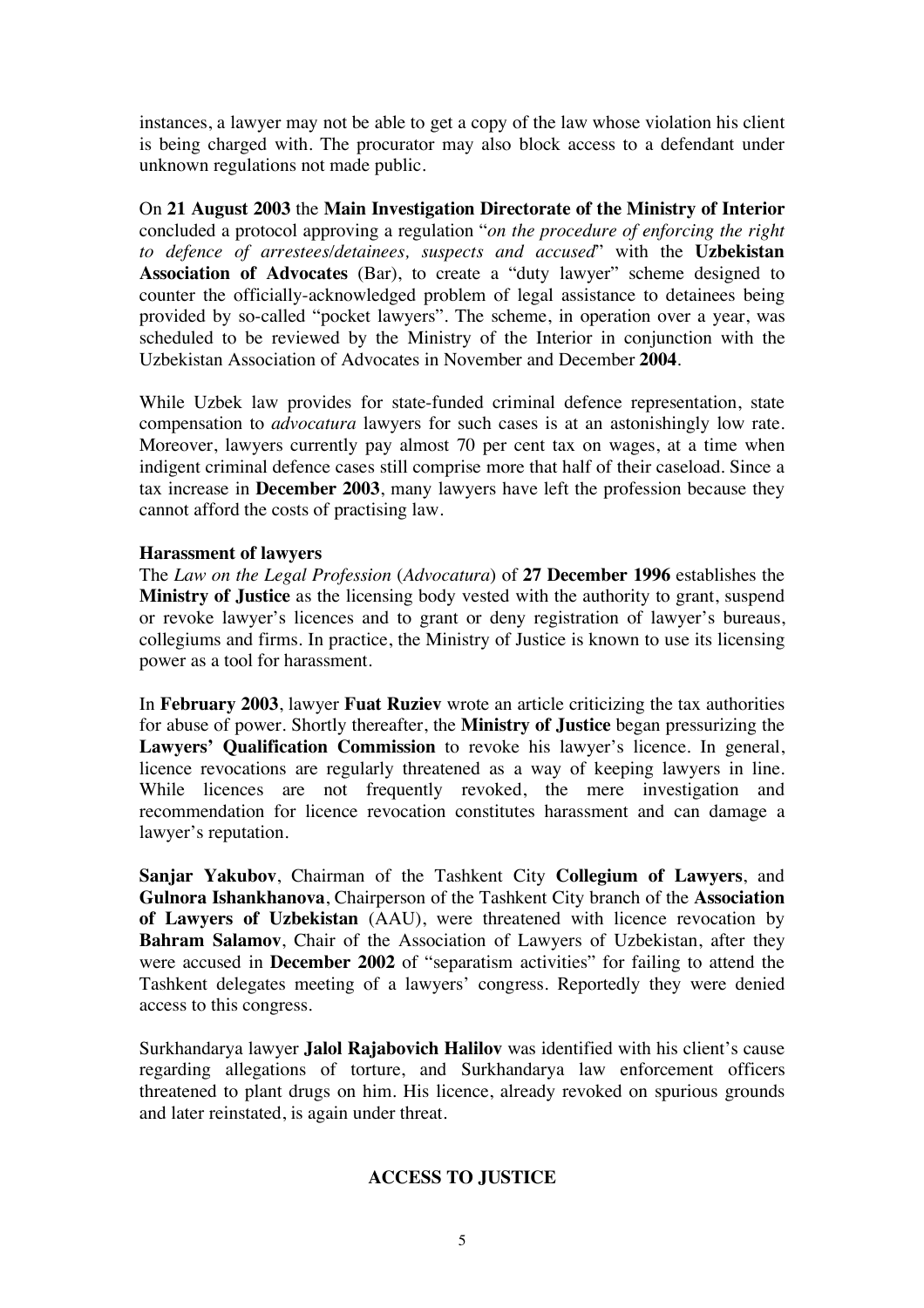instances, a lawyer may not be able to get a copy of the law whose violation his client is being charged with. The procurator may also block access to a defendant under unknown regulations not made public.

On **21 August 2003** the **Main Investigation Directorate of the Ministry of Interior** concluded a protocol approving a regulation "*on the procedure of enforcing the right to defence of arrestees/detainees, suspects and accused*" with the **Uzbekistan Association of Advocates** (Bar), to create a "duty lawyer" scheme designed to counter the officially-acknowledged problem of legal assistance to detainees being provided by so-called "pocket lawyers". The scheme, in operation over a year, was scheduled to be reviewed by the Ministry of the Interior in conjunction with the Uzbekistan Association of Advocates in November and December **2004**.

While Uzbek law provides for state-funded criminal defence representation, state compensation to *advocatura* lawyers for such cases is at an astonishingly low rate. Moreover, lawyers currently pay almost 70 per cent tax on wages, at a time when indigent criminal defence cases still comprise more that half of their caseload. Since a tax increase in **December 2003**, many lawyers have left the profession because they cannot afford the costs of practising law.

### Harassment of lawyers

The *Law on the Legal Profession* (*Advocatura*) of **27 December 1996** establishes the **Ministry of Justice** as the licensing body vested with the authority to grant, suspend or revoke lawyer's licences and to grant or deny registration of lawyer's bureaus, collegiums and firms. In practice, the Ministry of Justice is known to use its licensing power as a tool for harassment.

In **February 2003**, lawyer **Fuat Ruziev** wrote an article criticizing the tax authorities for abuse of power. Shortly thereafter, the **Ministry of Justice** began pressurizing the **Lawyers' Qualification Commission** to revoke his lawyer's licence. In general, licence revocations are regularly threatened as a way of keeping lawyers in line. While licences are not frequently revoked, the mere investigation and recommendation for licence revocation constitutes harassment and can damage a lawyer's reputation.

**Sanjar Yakubov**, Chairman of the Tashkent City **Collegium of Lawyers**, and **Gulnora Ishankhanova**, Chairperson of the Tashkent City branch of the **Association of Lawyers of Uzbekistan** (AAU), were threatened with licence revocation by **Bahram Salamov**, Chair of the Association of Lawyers of Uzbekistan, after they were accused in **December 2002** of "separatism activities" for failing to attend the Tashkent delegates meeting of a lawyers' congress. Reportedly they were denied access to this congress.

Surkhandarya lawyer **Jalol Rajabovich Halilov** was identified with his client's cause regarding allegations of torture, and Surkhandarya law enforcement officers threatened to plant drugs on him. His licence, already revoked on spurious grounds and later reinstated, is again under threat.

## ACCESS TO JUSTICE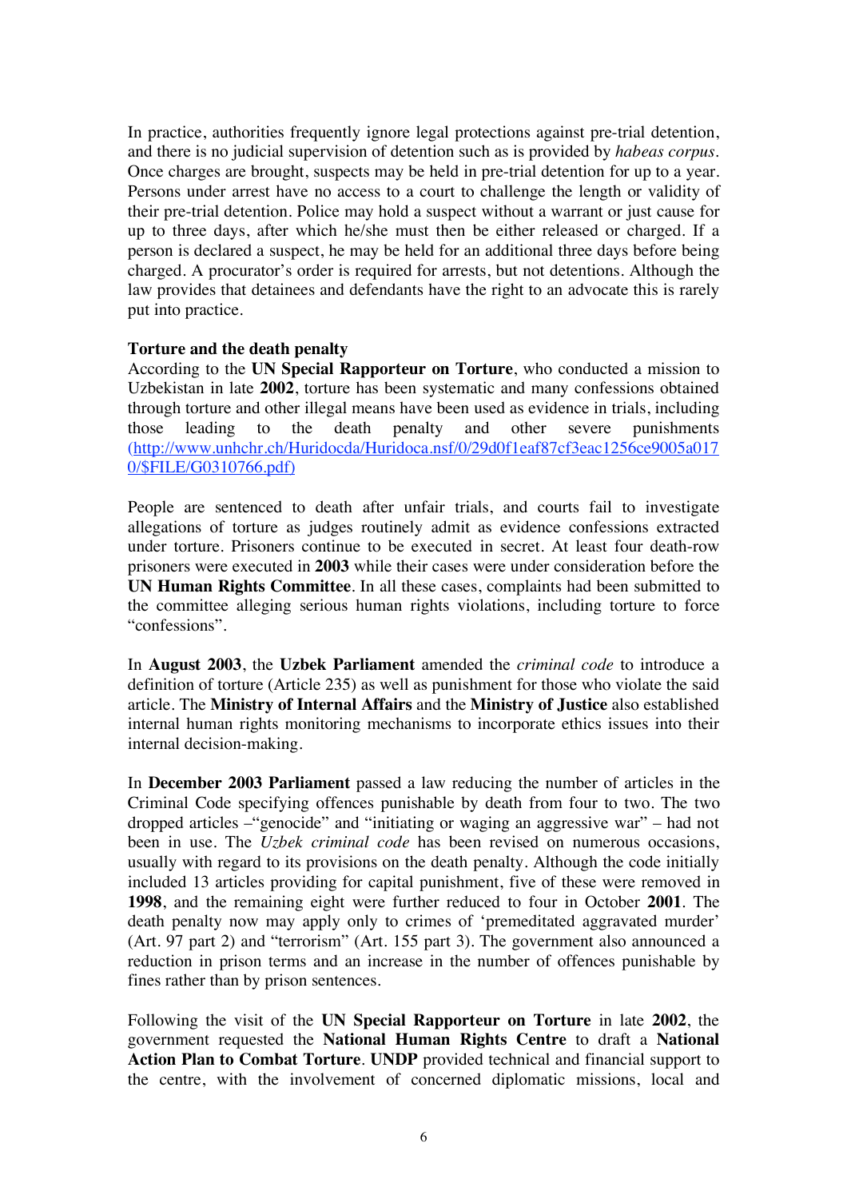In practice, authorities frequently ignore legal protections against pre-trial detention, and there is no judicial supervision of detention such as is provided by *habeas corpus*. Once charges are brought, suspects may be held in pre-trial detention for up to a year. Persons under arrest have no access to a court to challenge the length or validity of their pre-trial detention. Police may hold a suspect without a warrant or just cause for up to three days, after which he/she must then be either released or charged. If a person is declared a suspect, he may be held for an additional three days before being charged. A procurator's order is required for arrests, but not detentions. Although the law provides that detainees and defendants have the right to an advocate this is rarely put into practice.

**Torture and the death penalty**

According to the **UN Special Rapporteur on Torture**, who conducted a mission to Uzbekistan in late **2002**, torture has been systematic and many confessions obtained through torture and other illegal means have been used as evidence in trials, including those leading to the death penalty and other severe punishments (http://www.unhchr.ch/Huridocda/Huridoca.nsf/0/29d0f1eaf87cf3eac1256ce9005a0170/$FILE/G0310766.pdf)

People are sentenced to death after unfair trials, and courts fail to investigate allegations of torture as judges routinely admit as evidence confessions extracted under torture. Prisoners continue to be executed in secret. At least four death-row prisoners were executed in **2003** while their cases were under consideration before the **UN Human Rights Committee**. In all these cases, complaints had been submitted to the committee alleging serious human rights violations, including torture to force "confessions".

In **August 2003**, the **Uzbek Parliament** amended the *criminal code* to introduce a definition of torture (Article 235) as well as punishment for those who violate the said article. The **Ministry of Internal Affairs** and the **Ministry of Justice** also established internal human rights monitoring mechanisms to incorporate ethics issues into their internal decision-making.

In **December 2003 Parliament** passed a law reducing the number of articles in the Criminal Code specifying offences punishable by death from four to two. The two dropped articles –"genocide" and "initiating or waging an aggressive war" – had not been in use. The *Uzbek criminal code* has been revised on numerous occasions, usually with regard to its provisions on the death penalty. Although the code initially included 13 articles providing for capital punishment, five of these were removed in **1998**, and the remaining eight were further reduced to four in October **2001**. The death penalty now may apply only to crimes of 'premeditated aggravated murder' (Art. 97 part 2) and "terrorism" (Art. 155 part 3). The government also announced a reduction in prison terms and an increase in the number of offences punishable by fines rather than by prison sentences.

Following the visit of the **UN Special Rapporteur on Torture** in late **2002**, the government requested the **National Human Rights Centre** to draft a **National Action Plan to Combat Torture**. **UNDP** provided technical and financial support to the centre, with the involvement of concerned diplomatic missions, local and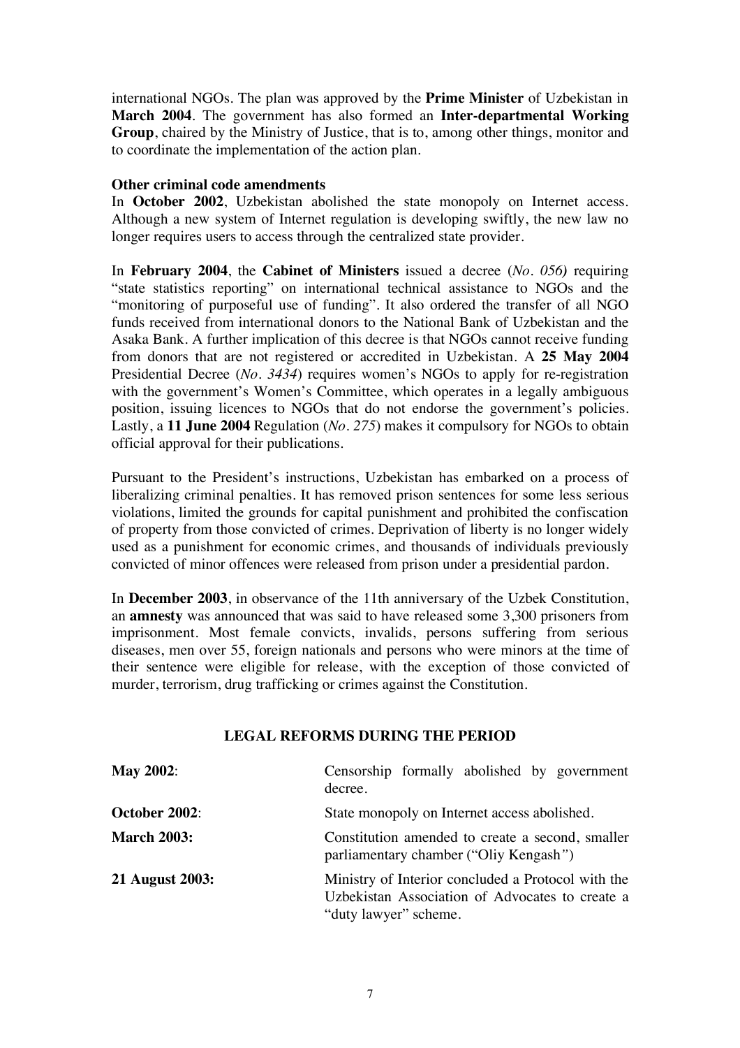international NGOs. The plan was approved by the **Prime Minister** of Uzbekistan in **March 2004**. The government has also formed an **Inter-departmental Working Group**, chaired by the Ministry of Justice, that is to, among other things, monitor and to coordinate the implementation of the action plan.

**Other criminal code amendments**

In **October 2002**, Uzbekistan abolished the state monopoly on Internet access. Although a new system of Internet regulation is developing swiftly, the new law no longer requires users to access through the centralized state provider.

In **February 2004**, the **Cabinet of Ministers** issued a decree (*No. 056)* requiring "state statistics reporting" on international technical assistance to NGOs and the "monitoring of purposeful use of funding". It also ordered the transfer of all NGO funds received from international donors to the National Bank of Uzbekistan and the Asaka Bank. A further implication of this decree is that NGOs cannot receive funding from donors that are not registered or accredited in Uzbekistan. A **25 May 2004** Presidential Decree (*No. 3434*) requires women's NGOs to apply for re-registration with the government's Women's Committee, which operates in a legally ambiguous position, issuing licences to NGOs that do not endorse the government's policies. Lastly, a **11 June 2004** Regulation (*No. 275*) makes it compulsory for NGOs to obtain official approval for their publications.

Pursuant to the President's instructions, Uzbekistan has embarked on a process of liberalizing criminal penalties. It has removed prison sentences for some less serious violations, limited the grounds for capital punishment and prohibited the confiscation of property from those convicted of crimes. Deprivation of liberty is no longer widely used as a punishment for economic crimes, and thousands of individuals previously convicted of minor offences were released from prison under a presidential pardon.

In **December 2003**, in observance of the 11th anniversary of the Uzbek Constitution, an **amnesty** was announced that was said to have released some 3,300 prisoners from imprisonment. Most female convicts, invalids, persons suffering from serious diseases, men over 55, foreign nationals and persons who were minors at the time of their sentence were eligible for release, with the exception of those convicted of murder, terrorism, drug trafficking or crimes against the Constitution.

## LEGAL REFORMS DURING THE PERIOD

| | |
|---|---|
| **May 2002**: | Censorship formally abolished by government decree. |
| **October 2002**: | State monopoly on Internet access abolished. |
| **March 2003:** | Constitution amended to create a second, smaller parliamentary chamber ("Oliy Kengash") |
| **21 August 2003:** | Ministry of Interior concluded a Protocol with the Uzbekistan Association of Advocates to create a "duty lawyer" scheme. |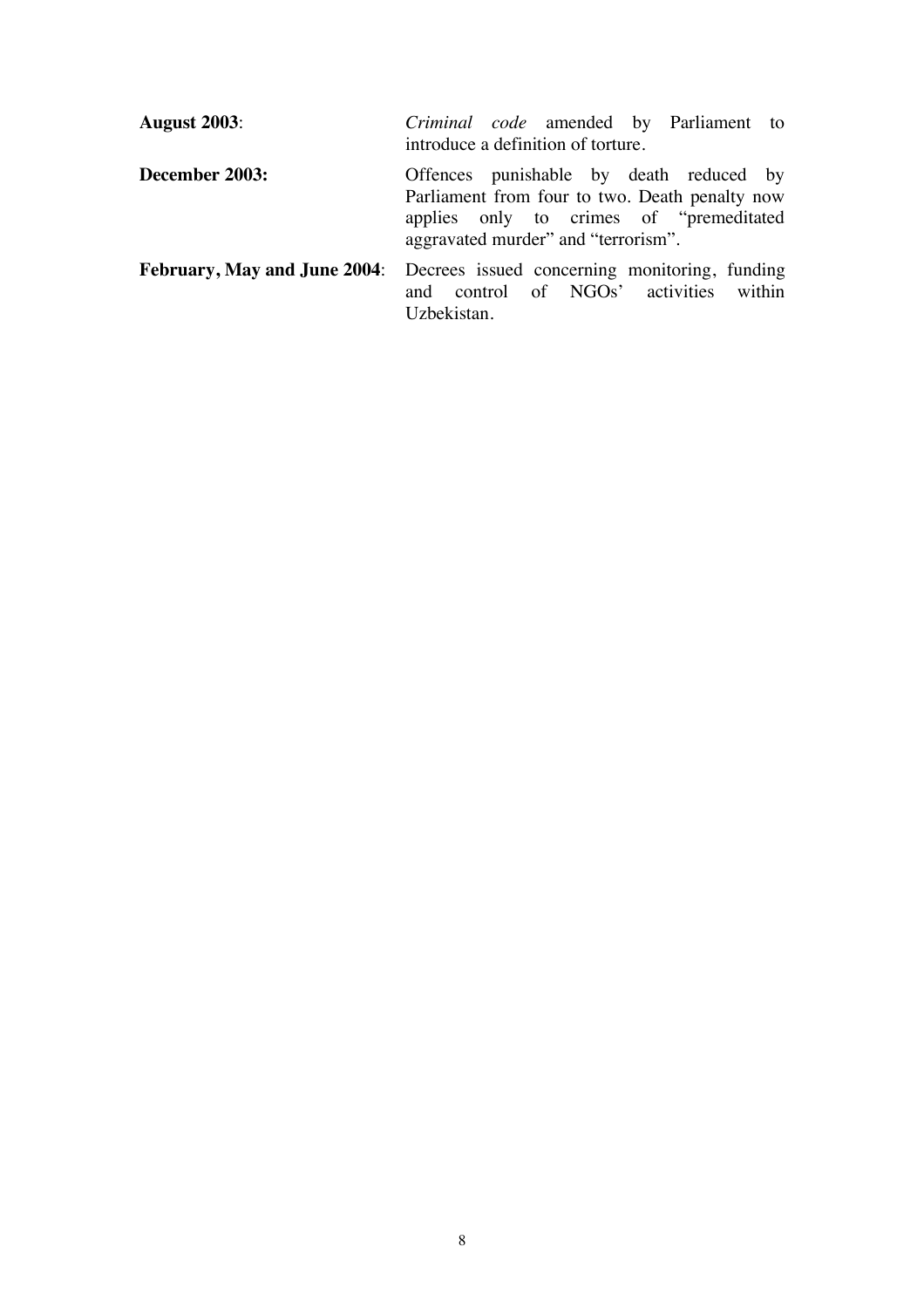**August 2003**: *Criminal code* amended by Parliament to introduce a definition of torture.

**December 2003:** Offences punishable by death reduced by Parliament from four to two. Death penalty now applies only to crimes of "premeditated aggravated murder" and "terrorism".

**February, May and June 2004**: Decrees issued concerning monitoring, funding and control of NGOs' activities within Uzbekistan.